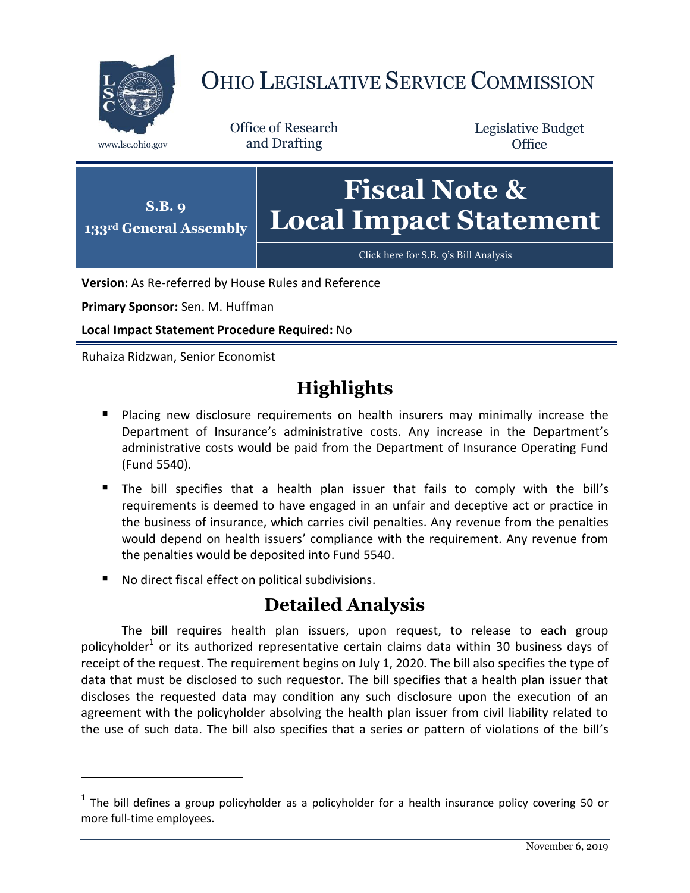# Ohio Legislative Service Commission

www.lsc.ohio.gov

Office of Research and Drafting

Legislative Budget Office

**S.B. 9**
**133rd General Assembly**

# Fiscal Note & Local Impact Statement

Click here for S.B. 9's Bill Analysis

**Version:** As Re-referred by House Rules and Reference

**Primary Sponsor:** Sen. M. Huffman

**Local Impact Statement Procedure Required:** No

Ruhaiza Ridzwan, Senior Economist

## Highlights

- Placing new disclosure requirements on health insurers may minimally increase the Department of Insurance's administrative costs. Any increase in the Department's administrative costs would be paid from the Department of Insurance Operating Fund (Fund 5540).
- The bill specifies that a health plan issuer that fails to comply with the bill's requirements is deemed to have engaged in an unfair and deceptive act or practice in the business of insurance, which carries civil penalties. Any revenue from the penalties would depend on health issuers' compliance with the requirement. Any revenue from the penalties would be deposited into Fund 5540.
- No direct fiscal effect on political subdivisions.

## Detailed Analysis

The bill requires health plan issuers, upon request, to release to each group policyholder[1] or its authorized representative certain claims data within 30 business days of receipt of the request. The requirement begins on July 1, 2020. The bill also specifies the type of data that must be disclosed to such requestor. The bill specifies that a health plan issuer that discloses the requested data may condition any such disclosure upon the execution of an agreement with the policyholder absolving the health plan issuer from civil liability related to the use of such data. The bill also specifies that a series or pattern of violations of the bill's

[1] The bill defines a group policyholder as a policyholder for a health insurance policy covering 50 or more full-time employees.

November 6, 2019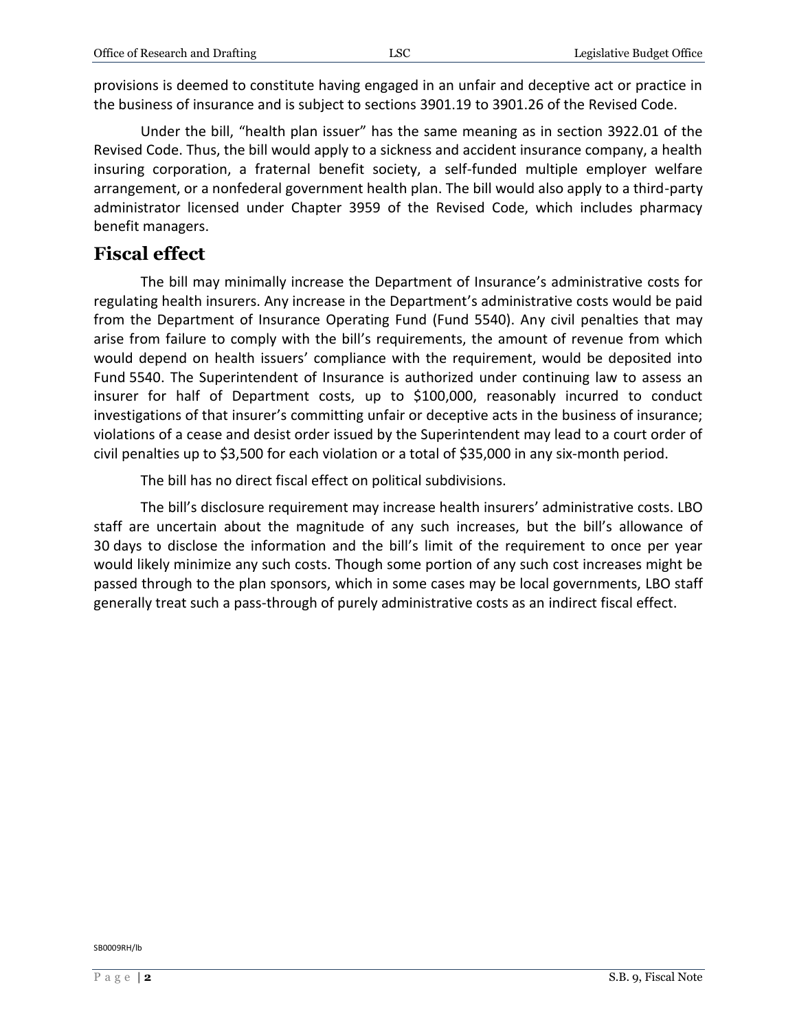provisions is deemed to constitute having engaged in an unfair and deceptive act or practice in the business of insurance and is subject to sections 3901.19 to 3901.26 of the Revised Code.

Under the bill, "health plan issuer" has the same meaning as in section 3922.01 of the Revised Code. Thus, the bill would apply to a sickness and accident insurance company, a health insuring corporation, a fraternal benefit society, a self-funded multiple employer welfare arrangement, or a nonfederal government health plan. The bill would also apply to a third-party administrator licensed under Chapter 3959 of the Revised Code, which includes pharmacy benefit managers.

## Fiscal effect

The bill may minimally increase the Department of Insurance's administrative costs for regulating health insurers. Any increase in the Department's administrative costs would be paid from the Department of Insurance Operating Fund (Fund 5540). Any civil penalties that may arise from failure to comply with the bill's requirements, the amount of revenue from which would depend on health issuers' compliance with the requirement, would be deposited into Fund 5540. The Superintendent of Insurance is authorized under continuing law to assess an insurer for half of Department costs, up to $100,000, reasonably incurred to conduct investigations of that insurer's committing unfair or deceptive acts in the business of insurance; violations of a cease and desist order issued by the Superintendent may lead to a court order of civil penalties up to $3,500 for each violation or a total of $35,000 in any six-month period.

The bill has no direct fiscal effect on political subdivisions.

The bill's disclosure requirement may increase health insurers' administrative costs. LBO staff are uncertain about the magnitude of any such increases, but the bill's allowance of 30 days to disclose the information and the bill's limit of the requirement to once per year would likely minimize any such costs. Though some portion of any such cost increases might be passed through to the plan sponsors, which in some cases may be local governments, LBO staff generally treat such a pass-through of purely administrative costs as an indirect fiscal effect.

SB0009RH/lb